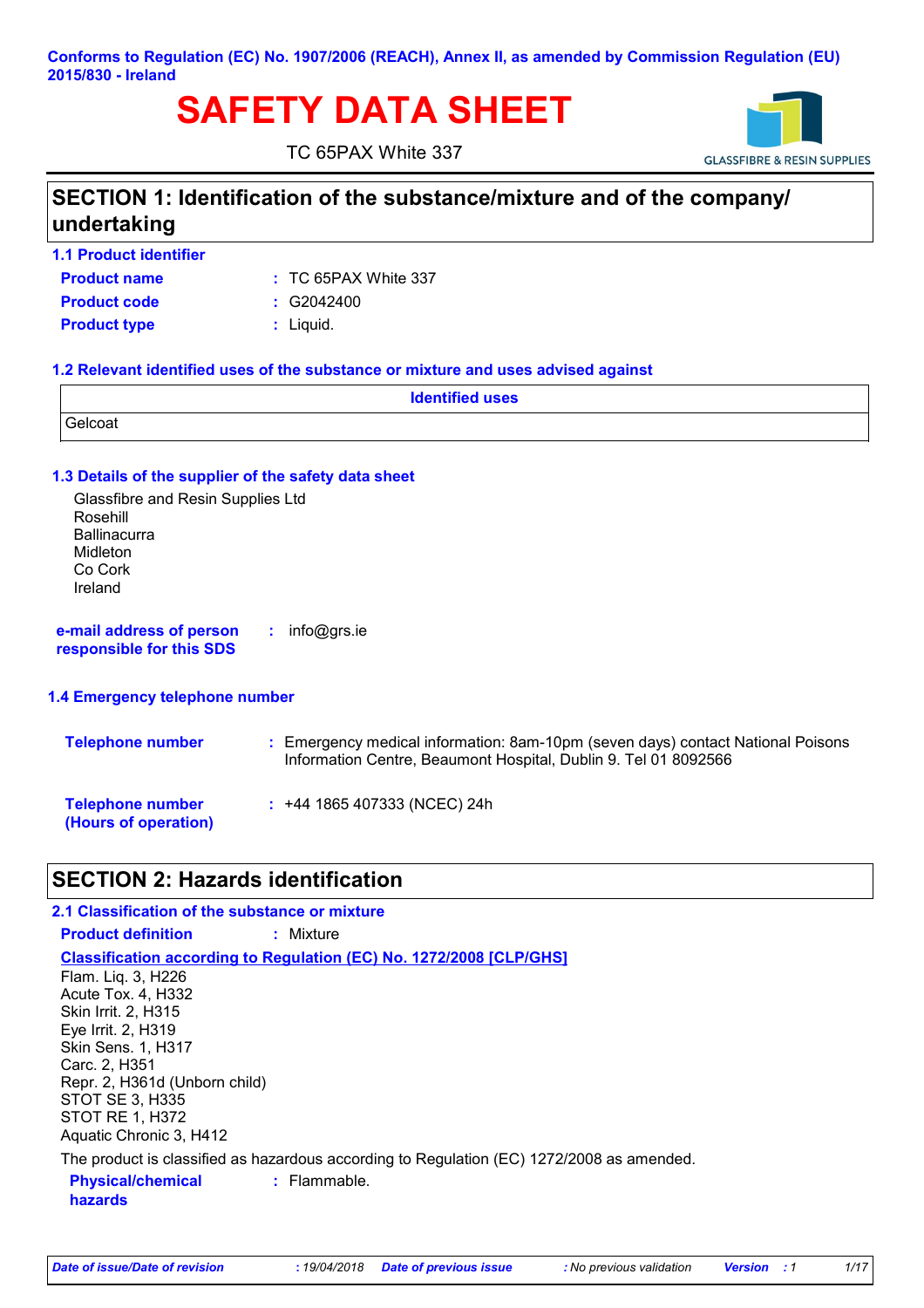**Conforms to Regulation (EC) No. 1907/2006 (REACH), Annex II, as amended by Commission Regulation (EU) 2015/830 - Ireland**

# SAFETY DATA SHEET

TC 65PAX White 337

GLASSFIBRE & RESIN SUPPLIES

## SECTION 1: Identification of the substance/mixture and of the company/ undertaking

### 1.1 Product identifier

**Product name** : TC 65PAX White 337

**Product code** : G2042400

**Product type** : Liquid.

### 1.2 Relevant identified uses of the substance or mixture and uses advised against

| Identified uses |
|---|
| Gelcoat |

### 1.3 Details of the supplier of the safety data sheet

Glassfibre and Resin Supplies Ltd
Rosehill
Ballinacurra
Midleton
Co Cork
Ireland

**e-mail address of person responsible for this SDS** : info@grs.ie

### 1.4 Emergency telephone number

**Telephone number** : Emergency medical information: 8am-10pm (seven days) contact National Poisons Information Centre, Beaumont Hospital, Dublin 9. Tel 01 8092566

**Telephone number (Hours of operation)** : +44 1865 407333 (NCEC) 24h

## SECTION 2: Hazards identification

### 2.1 Classification of the substance or mixture

**Product definition** : Mixture

**Classification according to Regulation (EC) No. 1272/2008 [CLP/GHS]**

Flam. Liq. 3, H226
Acute Tox. 4, H332
Skin Irrit. 2, H315
Eye Irrit. 2, H319
Skin Sens. 1, H317
Carc. 2, H351
Repr. 2, H361d (Unborn child)
STOT SE 3, H335
STOT RE 1, H372
Aquatic Chronic 3, H412

The product is classified as hazardous according to Regulation (EC) 1272/2008 as amended.

**Physical/chemical hazards** : Flammable.

*Date of issue/Date of revision* : *19/04/2018* *Date of previous issue* : *No previous validation* *Version* : *1*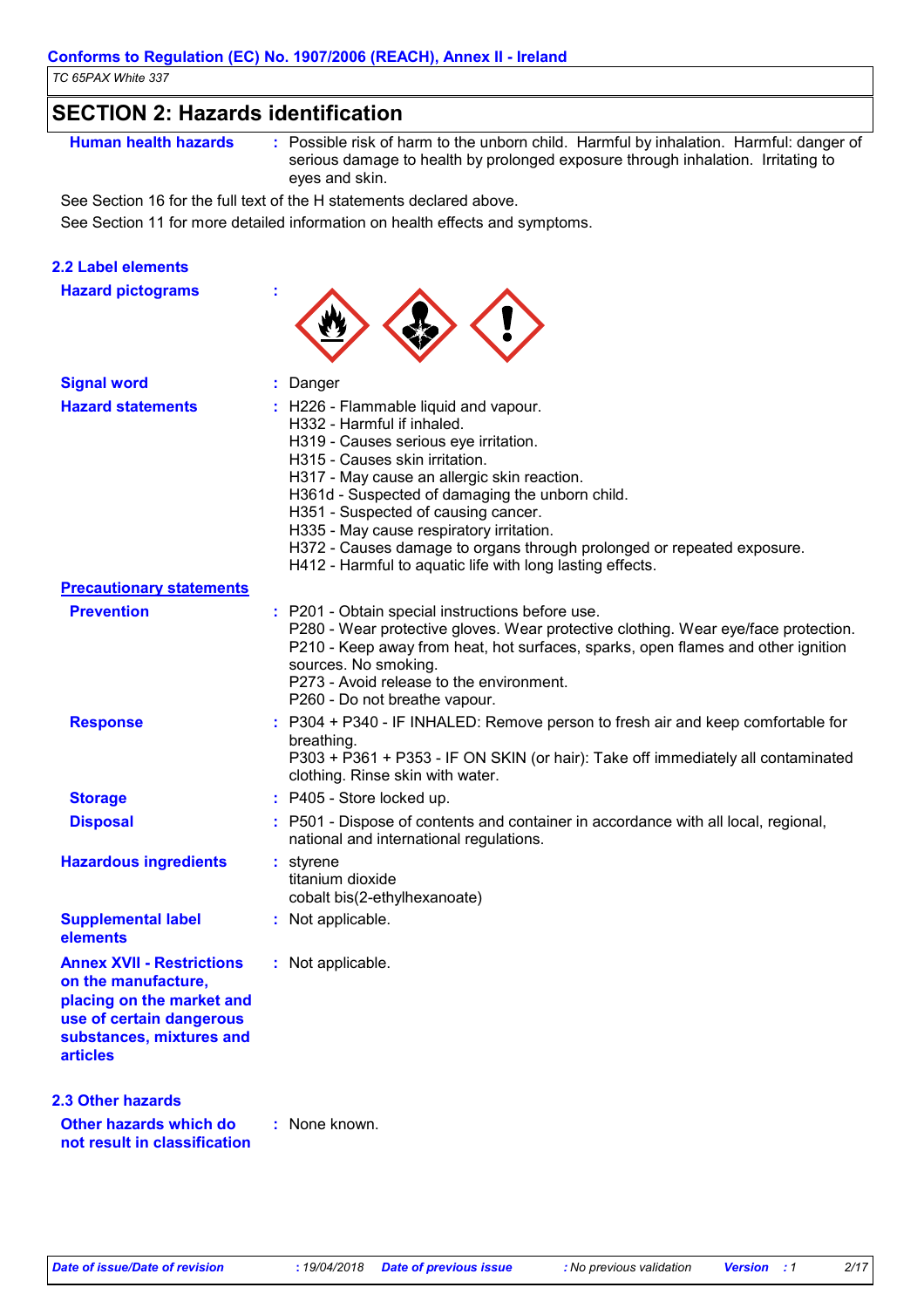## SECTION 2: Hazards identification

**Human health hazards** : Possible risk of harm to the unborn child. Harmful by inhalation. Harmful: danger of serious damage to health by prolonged exposure through inhalation. Irritating to eyes and skin.

See Section 16 for the full text of the H statements declared above.

See Section 11 for more detailed information on health effects and symptoms.

### 2.2 Label elements

**Hazard pictograms** :

**Signal word** : Danger

**Hazard statements** :
H226 - Flammable liquid and vapour.
H332 - Harmful if inhaled.
H319 - Causes serious eye irritation.
H315 - Causes skin irritation.
H317 - May cause an allergic skin reaction.
H361d - Suspected of damaging the unborn child.
H351 - Suspected of causing cancer.
H335 - May cause respiratory irritation.
H372 - Causes damage to organs through prolonged or repeated exposure.
H412 - Harmful to aquatic life with long lasting effects.

**Precautionary statements**

**Prevention** :
P201 - Obtain special instructions before use.
P280 - Wear protective gloves. Wear protective clothing. Wear eye/face protection.
P210 - Keep away from heat, hot surfaces, sparks, open flames and other ignition sources. No smoking.
P273 - Avoid release to the environment.
P260 - Do not breathe vapour.

**Response** :
P304 + P340 - IF INHALED: Remove person to fresh air and keep comfortable for breathing.
P303 + P361 + P353 - IF ON SKIN (or hair): Take off immediately all contaminated clothing. Rinse skin with water.

**Storage** : P405 - Store locked up.

**Disposal** : P501 - Dispose of contents and container in accordance with all local, regional, national and international regulations.

**Hazardous ingredients** :
styrene
titanium dioxide
cobalt bis(2-ethylhexanoate)

**Supplemental label elements** : Not applicable.

**Annex XVII - Restrictions on the manufacture, placing on the market and use of certain dangerous substances, mixtures and articles** : Not applicable.

### 2.3 Other hazards

**Other hazards which do not result in classification** : None known.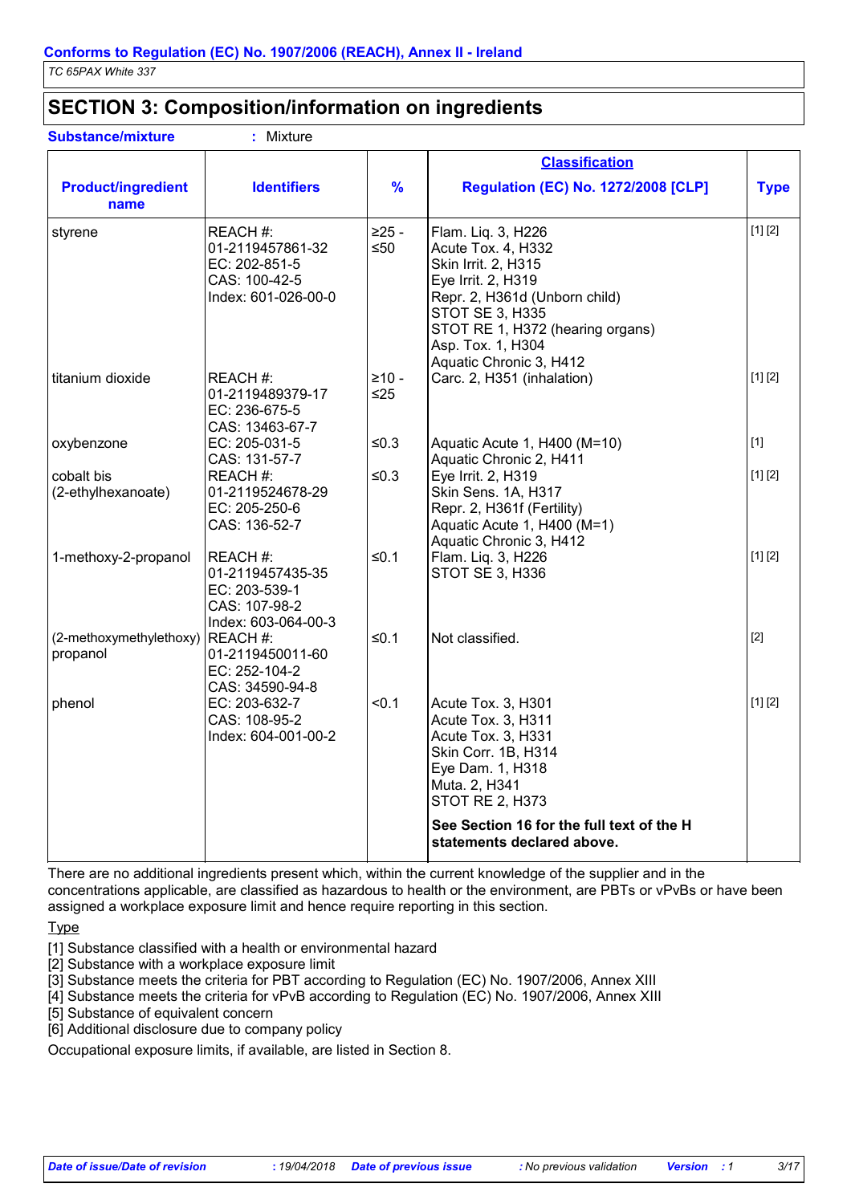Conforms to Regulation (EC) No. 1907/2006 (REACH), Annex II - Ireland

*TC 65PAX White 337*

## SECTION 3: Composition/information on ingredients

**Substance/mixture** : Mixture

| Product/ingredient name | Identifiers | % | Classification Regulation (EC) No. 1272/2008 [CLP] | Type |
|---|---|---|---|---|
| styrene | REACH #: 01-2119457861-32<br>EC: 202-851-5<br>CAS: 100-42-5<br>Index: 601-026-00-0 | ≥25 - ≤50 | Flam. Liq. 3, H226<br>Acute Tox. 4, H332<br>Skin Irrit. 2, H315<br>Eye Irrit. 2, H319<br>Repr. 2, H361d (Unborn child)<br>STOT SE 3, H335<br>STOT RE 1, H372 (hearing organs)<br>Asp. Tox. 1, H304<br>Aquatic Chronic 3, H412 | [1] [2] |
| titanium dioxide | REACH #: 01-2119489379-17<br>EC: 236-675-5<br>CAS: 13463-67-7 | ≥10 - ≤25 | Carc. 2, H351 (inhalation) | [1] [2] |
| oxybenzone | EC: 205-031-5<br>CAS: 131-57-7 | ≤0.3 | Aquatic Acute 1, H400 (M=10)<br>Aquatic Chronic 2, H411 | [1] |
| cobalt bis (2-ethylhexanoate) | REACH #: 01-2119524678-29<br>EC: 205-250-6<br>CAS: 136-52-7 | ≤0.3 | Eye Irrit. 2, H319<br>Skin Sens. 1A, H317<br>Repr. 2, H361f (Fertility)<br>Aquatic Acute 1, H400 (M=1)<br>Aquatic Chronic 3, H412 | [1] [2] |
| 1-methoxy-2-propanol | REACH #: 01-2119457435-35<br>EC: 203-539-1<br>CAS: 107-98-2<br>Index: 603-064-00-3 | ≤0.1 | Flam. Liq. 3, H226<br>STOT SE 3, H336 | [1] [2] |
| (2-methoxymethylethoxy) propanol | REACH #: 01-2119450011-60<br>EC: 252-104-2<br>CAS: 34590-94-8 | ≤0.1 | Not classified. | [2] |
| phenol | EC: 203-632-7<br>CAS: 108-95-2<br>Index: 604-001-00-2 | <0.1 | Acute Tox. 3, H301<br>Acute Tox. 3, H311<br>Acute Tox. 3, H331<br>Skin Corr. 1B, H314<br>Eye Dam. 1, H318<br>Muta. 2, H341<br>STOT RE 2, H373 | [1] [2] |
| | | | **See Section 16 for the full text of the H statements declared above.** | |

There are no additional ingredients present which, within the current knowledge of the supplier and in the concentrations applicable, are classified as hazardous to health or the environment, are PBTs or vPvBs or have been assigned a workplace exposure limit and hence require reporting in this section.

Type

[1] Substance classified with a health or environmental hazard
[2] Substance with a workplace exposure limit
[3] Substance meets the criteria for PBT according to Regulation (EC) No. 1907/2006, Annex XIII
[4] Substance meets the criteria for vPvB according to Regulation (EC) No. 1907/2006, Annex XIII
[5] Substance of equivalent concern
[6] Additional disclosure due to company policy

Occupational exposure limits, if available, are listed in Section 8.

*Date of issue/Date of revision* : 19/04/2018 *Date of previous issue* : No previous validation *Version* : 1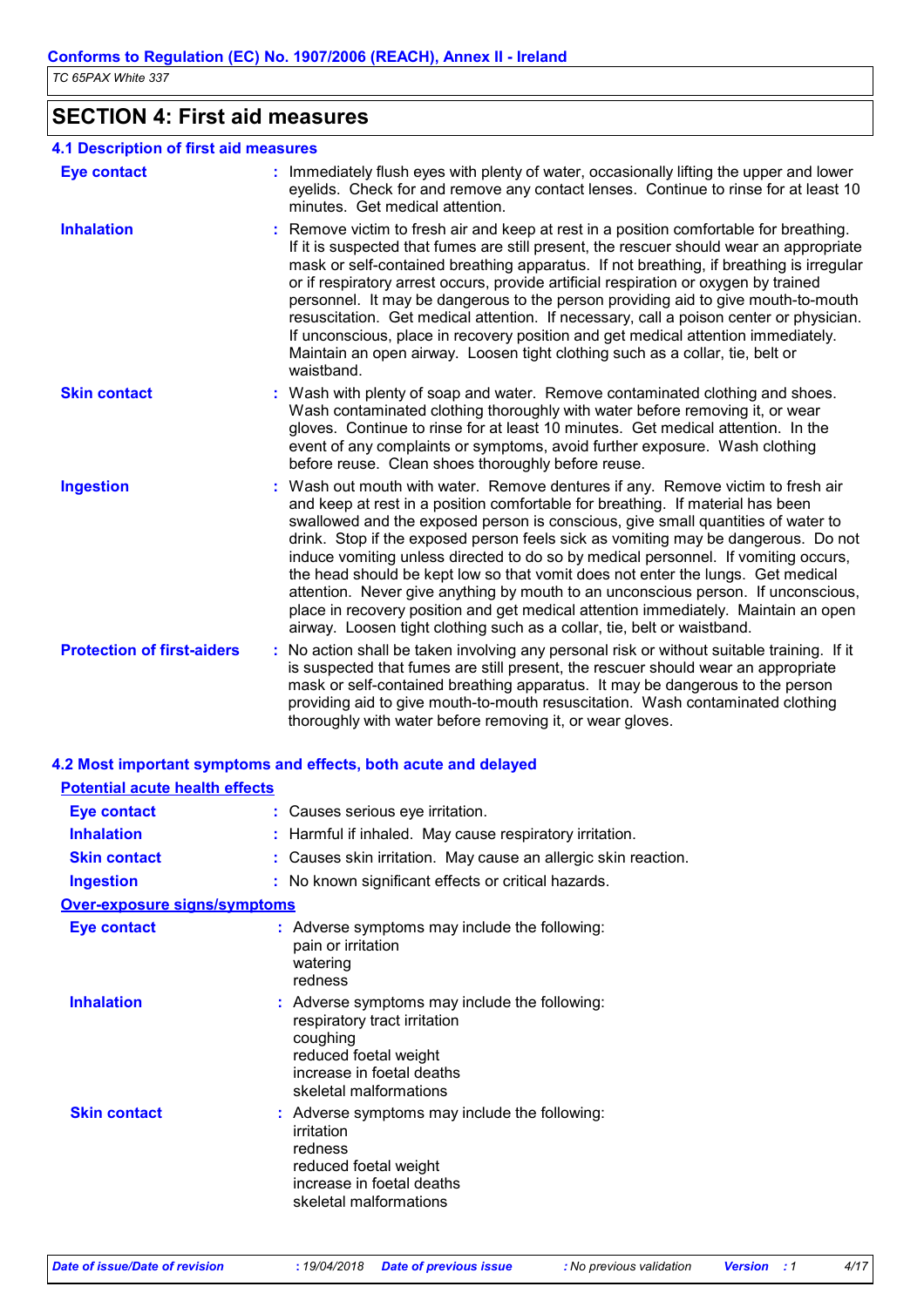## SECTION 4: First aid measures

### 4.1 Description of first aid measures

**Eye contact** : Immediately flush eyes with plenty of water, occasionally lifting the upper and lower eyelids. Check for and remove any contact lenses. Continue to rinse for at least 10 minutes. Get medical attention.

**Inhalation** : Remove victim to fresh air and keep at rest in a position comfortable for breathing. If it is suspected that fumes are still present, the rescuer should wear an appropriate mask or self-contained breathing apparatus. If not breathing, if breathing is irregular or if respiratory arrest occurs, provide artificial respiration or oxygen by trained personnel. It may be dangerous to the person providing aid to give mouth-to-mouth resuscitation. Get medical attention. If necessary, call a poison center or physician. If unconscious, place in recovery position and get medical attention immediately. Maintain an open airway. Loosen tight clothing such as a collar, tie, belt or waistband.

**Skin contact** : Wash with plenty of soap and water. Remove contaminated clothing and shoes. Wash contaminated clothing thoroughly with water before removing it, or wear gloves. Continue to rinse for at least 10 minutes. Get medical attention. In the event of any complaints or symptoms, avoid further exposure. Wash clothing before reuse. Clean shoes thoroughly before reuse.

**Ingestion** : Wash out mouth with water. Remove dentures if any. Remove victim to fresh air and keep at rest in a position comfortable for breathing. If material has been swallowed and the exposed person is conscious, give small quantities of water to drink. Stop if the exposed person feels sick as vomiting may be dangerous. Do not induce vomiting unless directed to do so by medical personnel. If vomiting occurs, the head should be kept low so that vomit does not enter the lungs. Get medical attention. Never give anything by mouth to an unconscious person. If unconscious, place in recovery position and get medical attention immediately. Maintain an open airway. Loosen tight clothing such as a collar, tie, belt or waistband.

**Protection of first-aiders** : No action shall be taken involving any personal risk or without suitable training. If it is suspected that fumes are still present, the rescuer should wear an appropriate mask or self-contained breathing apparatus. It may be dangerous to the person providing aid to give mouth-to-mouth resuscitation. Wash contaminated clothing thoroughly with water before removing it, or wear gloves.

### 4.2 Most important symptoms and effects, both acute and delayed

**Potential acute health effects**

**Eye contact** : Causes serious eye irritation.

**Inhalation** : Harmful if inhaled. May cause respiratory irritation.

**Skin contact** : Causes skin irritation. May cause an allergic skin reaction.

**Ingestion** : No known significant effects or critical hazards.

**Over-exposure signs/symptoms**

**Eye contact** : Adverse symptoms may include the following:
pain or irritation
watering
redness

**Inhalation** : Adverse symptoms may include the following:
respiratory tract irritation
coughing
reduced foetal weight
increase in foetal deaths
skeletal malformations

**Skin contact** : Adverse symptoms may include the following:
irritation
redness
reduced foetal weight
increase in foetal deaths
skeletal malformations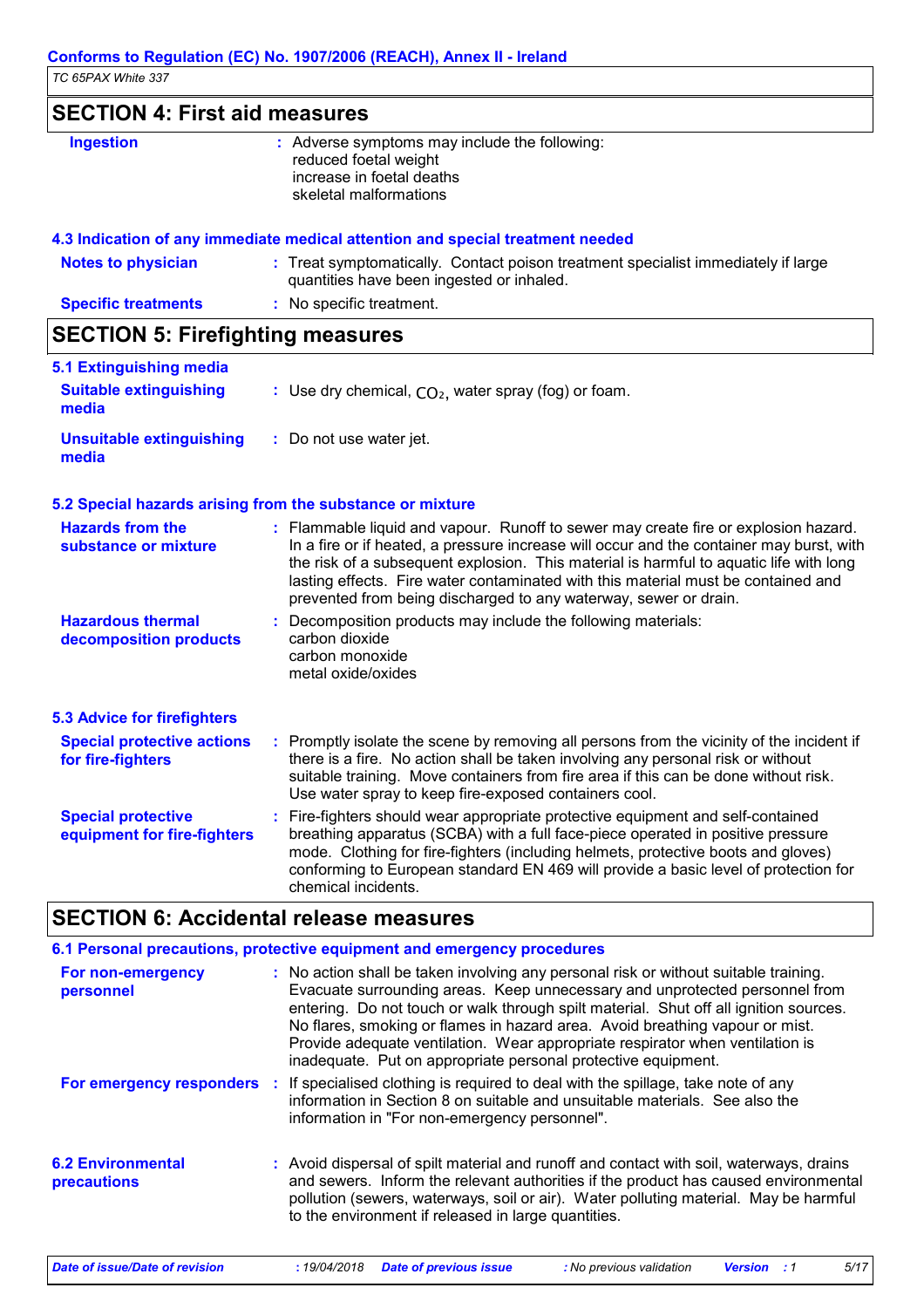## SECTION 4: First aid measures

**Ingestion** : Adverse symptoms may include the following:
reduced foetal weight
increase in foetal deaths
skeletal malformations

### 4.3 Indication of any immediate medical attention and special treatment needed

**Notes to physician** : Treat symptomatically. Contact poison treatment specialist immediately if large quantities have been ingested or inhaled.

**Specific treatments** : No specific treatment.

## SECTION 5: Firefighting measures

### 5.1 Extinguishing media

**Suitable extinguishing media** : Use dry chemical, $CO_2$, water spray (fog) or foam.

**Unsuitable extinguishing media** : Do not use water jet.

### 5.2 Special hazards arising from the substance or mixture

**Hazards from the substance or mixture** : Flammable liquid and vapour. Runoff to sewer may create fire or explosion hazard. In a fire or if heated, a pressure increase will occur and the container may burst, with the risk of a subsequent explosion. This material is harmful to aquatic life with long lasting effects. Fire water contaminated with this material must be contained and prevented from being discharged to any waterway, sewer or drain.

**Hazardous thermal decomposition products** : Decomposition products may include the following materials:
carbon dioxide
carbon monoxide
metal oxide/oxides

### 5.3 Advice for firefighters

**Special protective actions for fire-fighters** : Promptly isolate the scene by removing all persons from the vicinity of the incident if there is a fire. No action shall be taken involving any personal risk or without suitable training. Move containers from fire area if this can be done without risk. Use water spray to keep fire-exposed containers cool.

**Special protective equipment for fire-fighters** : Fire-fighters should wear appropriate protective equipment and self-contained breathing apparatus (SCBA) with a full face-piece operated in positive pressure mode. Clothing for fire-fighters (including helmets, protective boots and gloves) conforming to European standard EN 469 will provide a basic level of protection for chemical incidents.

## SECTION 6: Accidental release measures

### 6.1 Personal precautions, protective equipment and emergency procedures

**For non-emergency personnel** : No action shall be taken involving any personal risk or without suitable training. Evacuate surrounding areas. Keep unnecessary and unprotected personnel from entering. Do not touch or walk through spilt material. Shut off all ignition sources. No flares, smoking or flames in hazard area. Avoid breathing vapour or mist. Provide adequate ventilation. Wear appropriate respirator when ventilation is inadequate. Put on appropriate personal protective equipment.

**For emergency responders** : If specialised clothing is required to deal with the spillage, take note of any information in Section 8 on suitable and unsuitable materials. See also the information in "For non-emergency personnel".

### 6.2 Environmental precautions

: Avoid dispersal of spilt material and runoff and contact with soil, waterways, drains and sewers. Inform the relevant authorities if the product has caused environmental pollution (sewers, waterways, soil or air). Water polluting material. May be harmful to the environment if released in large quantities.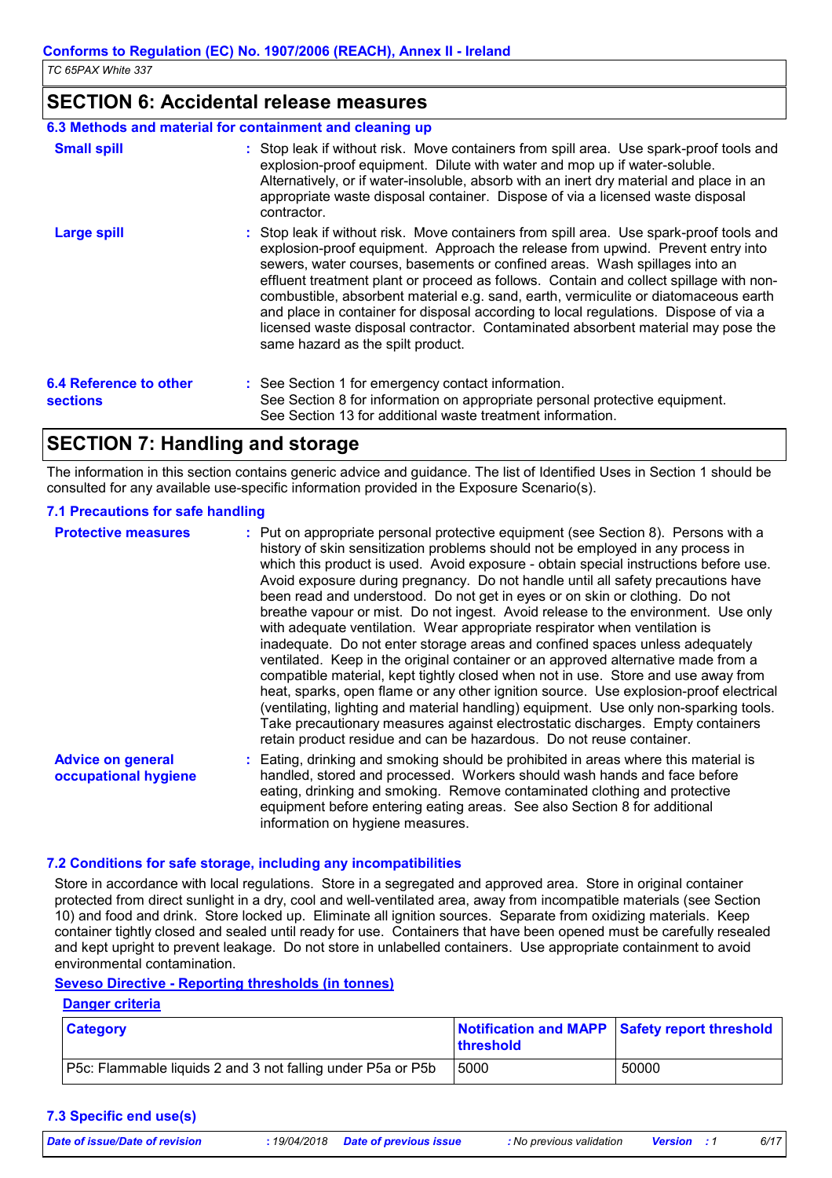## SECTION 6: Accidental release measures

### 6.3 Methods and material for containment and cleaning up

**Small spill** : Stop leak if without risk. Move containers from spill area. Use spark-proof tools and explosion-proof equipment. Dilute with water and mop up if water-soluble. Alternatively, or if water-insoluble, absorb with an inert dry material and place in an appropriate waste disposal container. Dispose of via a licensed waste disposal contractor.

**Large spill** : Stop leak if without risk. Move containers from spill area. Use spark-proof tools and explosion-proof equipment. Approach the release from upwind. Prevent entry into sewers, water courses, basements or confined areas. Wash spillages into an effluent treatment plant or proceed as follows. Contain and collect spillage with non-combustible, absorbent material e.g. sand, earth, vermiculite or diatomaceous earth and place in container for disposal according to local regulations. Dispose of via a licensed waste disposal contractor. Contaminated absorbent material may pose the same hazard as the spilt product.

### 6.4 Reference to other sections

: See Section 1 for emergency contact information.
See Section 8 for information on appropriate personal protective equipment.
See Section 13 for additional waste treatment information.

## SECTION 7: Handling and storage

The information in this section contains generic advice and guidance. The list of Identified Uses in Section 1 should be consulted for any available use-specific information provided in the Exposure Scenario(s).

### 7.1 Precautions for safe handling

**Protective measures** : Put on appropriate personal protective equipment (see Section 8). Persons with a history of skin sensitization problems should not be employed in any process in which this product is used. Avoid exposure - obtain special instructions before use. Avoid exposure during pregnancy. Do not handle until all safety precautions have been read and understood. Do not get in eyes or on skin or clothing. Do not breathe vapour or mist. Do not ingest. Avoid release to the environment. Use only with adequate ventilation. Wear appropriate respirator when ventilation is inadequate. Do not enter storage areas and confined spaces unless adequately ventilated. Keep in the original container or an approved alternative made from a compatible material, kept tightly closed when not in use. Store and use away from heat, sparks, open flame or any other ignition source. Use explosion-proof electrical (ventilating, lighting and material handling) equipment. Use only non-sparking tools. Take precautionary measures against electrostatic discharges. Empty containers retain product residue and can be hazardous. Do not reuse container.

**Advice on general occupational hygiene** : Eating, drinking and smoking should be prohibited in areas where this material is handled, stored and processed. Workers should wash hands and face before eating, drinking and smoking. Remove contaminated clothing and protective equipment before entering eating areas. See also Section 8 for additional information on hygiene measures.

### 7.2 Conditions for safe storage, including any incompatibilities

Store in accordance with local regulations. Store in a segregated and approved area. Store in original container protected from direct sunlight in a dry, cool and well-ventilated area, away from incompatible materials (see Section 10) and food and drink. Store locked up. Eliminate all ignition sources. Separate from oxidizing materials. Keep container tightly closed and sealed until ready for use. Containers that have been opened must be carefully resealed and kept upright to prevent leakage. Do not store in unlabelled containers. Use appropriate containment to avoid environmental contamination.

**Seveso Directive - Reporting thresholds (in tonnes)**

**Danger criteria**

| Category | Notification and MAPP threshold | Safety report threshold |
|---|---|---|
| P5c: Flammable liquids 2 and 3 not falling under P5a or P5b | 5000 | 50000 |

### 7.3 Specific end use(s)

*Date of issue/Date of revision* : 19/04/2018 *Date of previous issue* : No previous validation *Version* : 1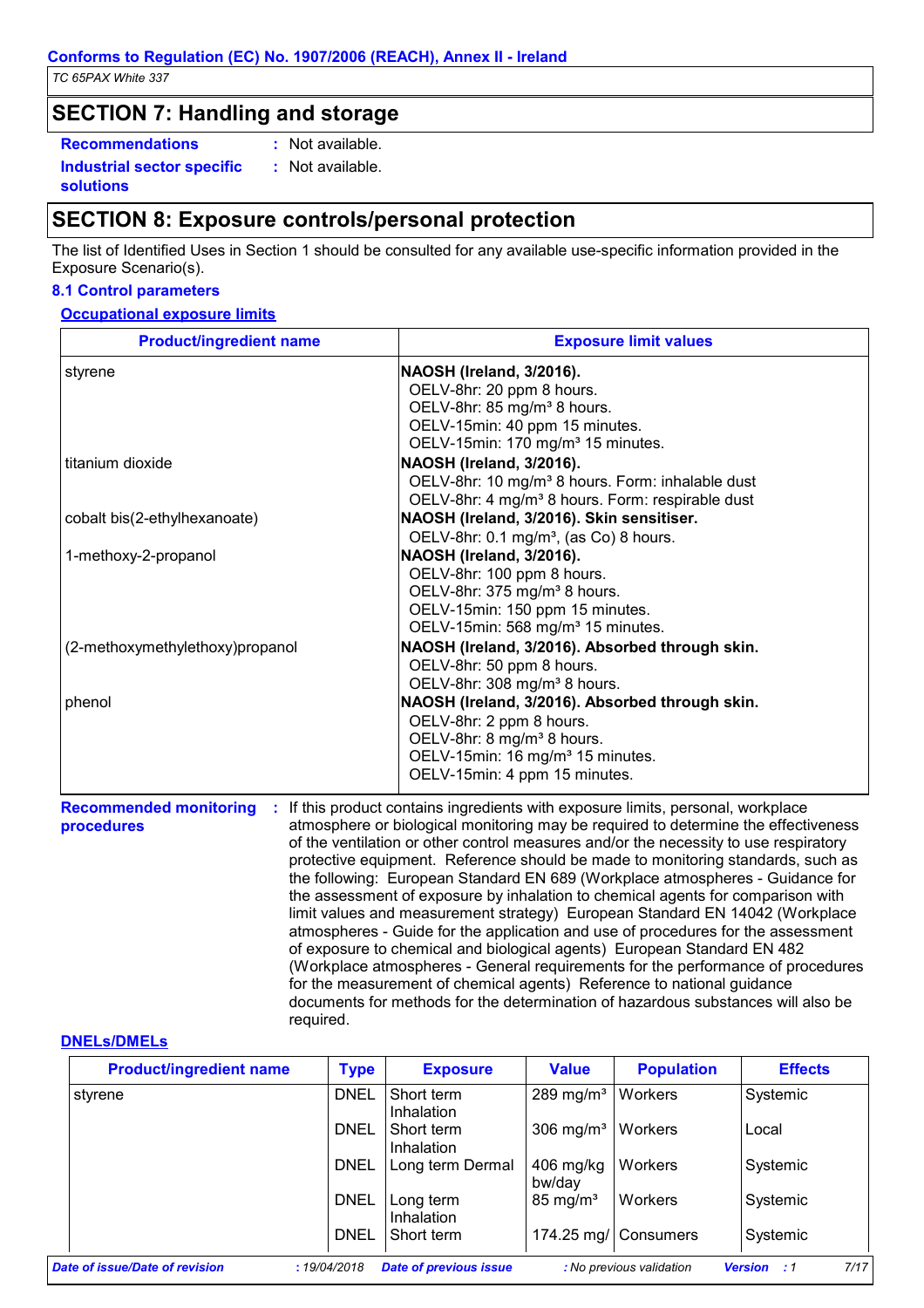## SECTION 7: Handling and storage

**Recommendations** : Not available.

**Industrial sector specific solutions** : Not available.

## SECTION 8: Exposure controls/personal protection

The list of Identified Uses in Section 1 should be consulted for any available use-specific information provided in the Exposure Scenario(s).

### 8.1 Control parameters

#### Occupational exposure limits

| Product/ingredient name | Exposure limit values |
|---|---|
| styrene | **NAOSH (Ireland, 3/2016).**<br>OELV-8hr: 20 ppm 8 hours.<br>OELV-8hr: 85 mg/m³ 8 hours.<br>OELV-15min: 40 ppm 15 minutes.<br>OELV-15min: 170 mg/m³ 15 minutes. |
| titanium dioxide | **NAOSH (Ireland, 3/2016).**<br>OELV-8hr: 10 mg/m³ 8 hours. Form: inhalable dust<br>OELV-8hr: 4 mg/m³ 8 hours. Form: respirable dust |
| cobalt bis(2-ethylhexanoate) | **NAOSH (Ireland, 3/2016). Skin sensitiser.**<br>OELV-8hr: 0.1 mg/m³, (as Co) 8 hours. |
| 1-methoxy-2-propanol | **NAOSH (Ireland, 3/2016).**<br>OELV-8hr: 100 ppm 8 hours.<br>OELV-8hr: 375 mg/m³ 8 hours.<br>OELV-15min: 150 ppm 15 minutes.<br>OELV-15min: 568 mg/m³ 15 minutes. |
| (2-methoxymethylethoxy)propanol | **NAOSH (Ireland, 3/2016). Absorbed through skin.**<br>OELV-8hr: 50 ppm 8 hours.<br>OELV-8hr: 308 mg/m³ 8 hours. |
| phenol | **NAOSH (Ireland, 3/2016). Absorbed through skin.**<br>OELV-8hr: 2 ppm 8 hours.<br>OELV-8hr: 8 mg/m³ 8 hours.<br>OELV-15min: 16 mg/m³ 15 minutes.<br>OELV-15min: 4 ppm 15 minutes. |

**Recommended monitoring procedures** : If this product contains ingredients with exposure limits, personal, workplace atmosphere or biological monitoring may be required to determine the effectiveness of the ventilation or other control measures and/or the necessity to use respiratory protective equipment. Reference should be made to monitoring standards, such as the following: European Standard EN 689 (Workplace atmospheres - Guidance for the assessment of exposure by inhalation to chemical agents for comparison with limit values and measurement strategy) European Standard EN 14042 (Workplace atmospheres - Guide for the application and use of procedures for the assessment of exposure to chemical and biological agents) European Standard EN 482 (Workplace atmospheres - General requirements for the performance of procedures for the measurement of chemical agents) Reference to national guidance documents for methods for the determination of hazardous substances will also be required.

#### DNELs/DMELs

| Product/ingredient name | Type | Exposure | Value | Population | Effects |
|---|---|---|---|---|---|
| styrene | DNEL | Short term Inhalation | 289 mg/m³ | Workers | Systemic |
| | DNEL | Short term Inhalation | 306 mg/m³ | Workers | Local |
| | DNEL | Long term Dermal | 406 mg/kg bw/day | Workers | Systemic |
| | DNEL | Long term Inhalation | 85 mg/m³ | Workers | Systemic |
| | DNEL | Short term | 174.25 mg/ | Consumers | Systemic |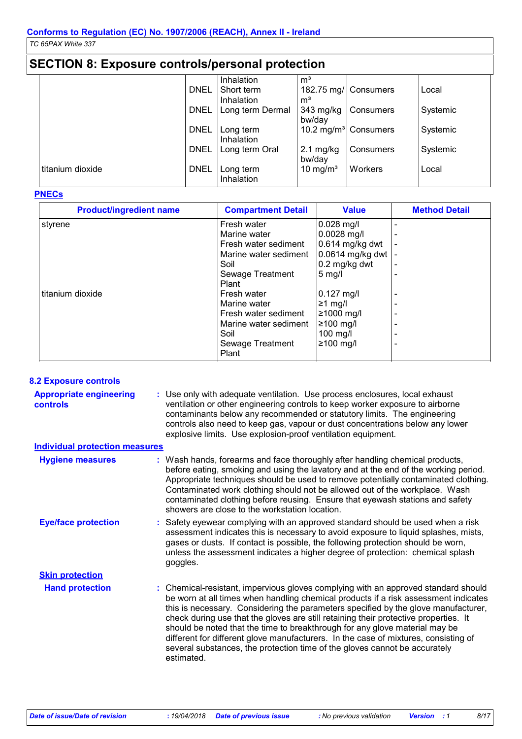## SECTION 8: Exposure controls/personal protection

| | | | | | |
|---|---|---|---|---|---|
| | | Inhalation | m³ | | |
| | DNEL | Short term Inhalation | 182.75 mg/m³ | Consumers | Local |
| | DNEL | Long term Dermal | 343 mg/kg bw/day | Consumers | Systemic |
| | DNEL | Long term Inhalation | 10.2 mg/m³ | Consumers | Systemic |
| | DNEL | Long term Oral | 2.1 mg/kg bw/day | Consumers | Systemic |
| titanium dioxide | DNEL | Long term Inhalation | 10 mg/m³ | Workers | Local |

### PNECs

| Product/ingredient name | Compartment Detail | Value | Method Detail |
|---|---|---|---|
| styrene | Fresh water | 0.028 mg/l | - |
| | Marine water | 0.0028 mg/l | - |
| | Fresh water sediment | 0.614 mg/kg dwt | - |
| | Marine water sediment | 0.0614 mg/kg dwt | - |
| | Soil | 0.2 mg/kg dwt | - |
| | Sewage Treatment Plant | 5 mg/l | - |
| titanium dioxide | Fresh water | 0.127 mg/l | - |
| | Marine water | ≥1 mg/l | - |
| | Fresh water sediment | ≥1000 mg/l | - |
| | Marine water sediment | ≥100 mg/l | - |
| | Soil | 100 mg/l | - |
| | Sewage Treatment Plant | ≥100 mg/l | - |

### 8.2 Exposure controls

**Appropriate engineering controls** : Use only with adequate ventilation. Use process enclosures, local exhaust ventilation or other engineering controls to keep worker exposure to airborne contaminants below any recommended or statutory limits. The engineering controls also need to keep gas, vapour or dust concentrations below any lower explosive limits. Use explosion-proof ventilation equipment.

**Individual protection measures**

**Hygiene measures** : Wash hands, forearms and face thoroughly after handling chemical products, before eating, smoking and using the lavatory and at the end of the working period. Appropriate techniques should be used to remove potentially contaminated clothing. Contaminated work clothing should not be allowed out of the workplace. Wash contaminated clothing before reusing. Ensure that eyewash stations and safety showers are close to the workstation location.

**Eye/face protection** : Safety eyewear complying with an approved standard should be used when a risk assessment indicates this is necessary to avoid exposure to liquid splashes, mists, gases or dusts. If contact is possible, the following protection should be worn, unless the assessment indicates a higher degree of protection: chemical splash goggles.

**Skin protection**

**Hand protection** : Chemical-resistant, impervious gloves complying with an approved standard should be worn at all times when handling chemical products if a risk assessment indicates this is necessary. Considering the parameters specified by the glove manufacturer, check during use that the gloves are still retaining their protective properties. It should be noted that the time to breakthrough for any glove material may be different for different glove manufacturers. In the case of mixtures, consisting of several substances, the protection time of the gloves cannot be accurately estimated.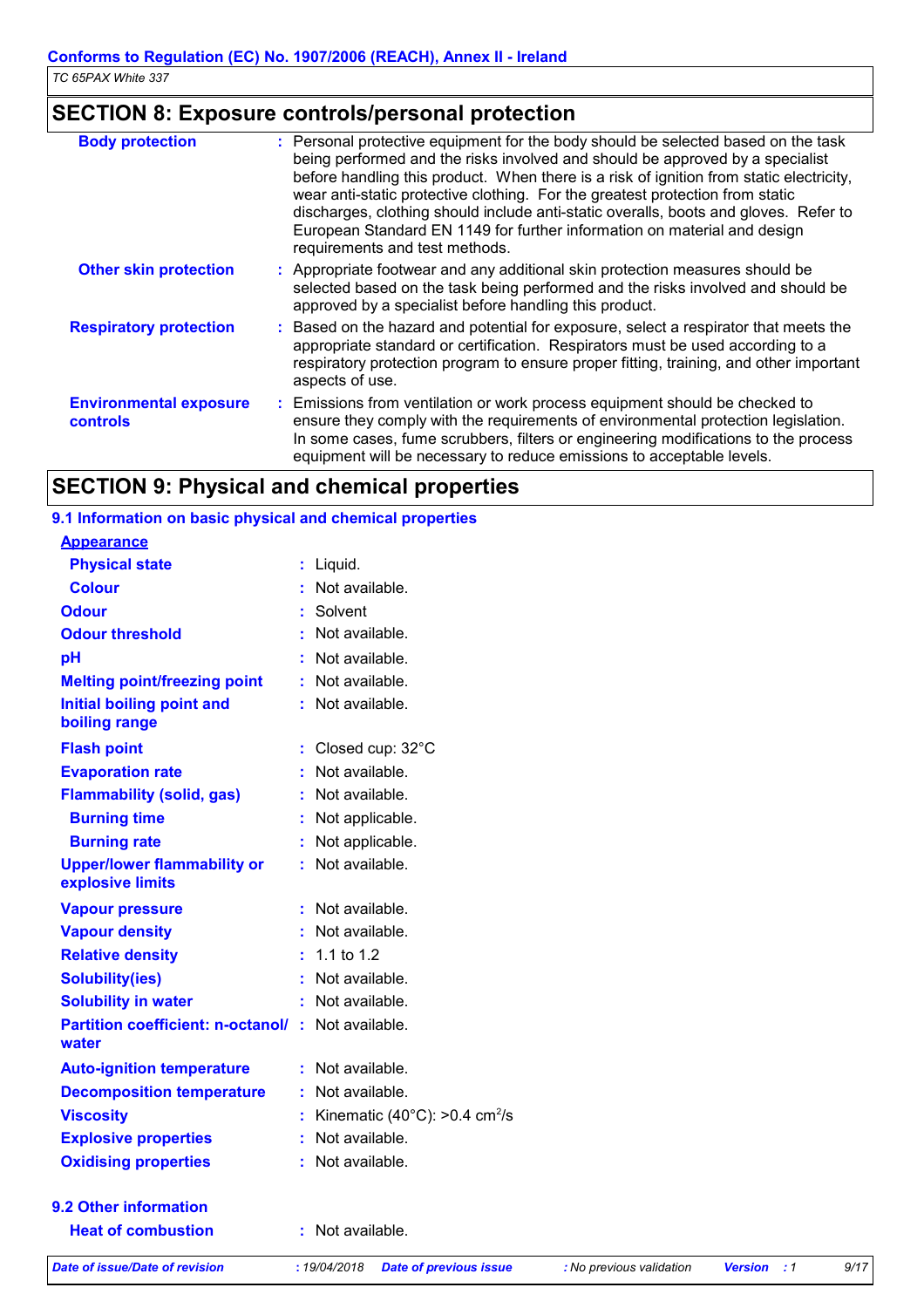## SECTION 8: Exposure controls/personal protection

| | |
|---|---|
| **Body protection** | : Personal protective equipment for the body should be selected based on the task being performed and the risks involved and should be approved by a specialist before handling this product. When there is a risk of ignition from static electricity, wear anti-static protective clothing. For the greatest protection from static discharges, clothing should include anti-static overalls, boots and gloves. Refer to European Standard EN 1149 for further information on material and design requirements and test methods. |
| **Other skin protection** | : Appropriate footwear and any additional skin protection measures should be selected based on the task being performed and the risks involved and should be approved by a specialist before handling this product. |
| **Respiratory protection** | : Based on the hazard and potential for exposure, select a respirator that meets the appropriate standard or certification. Respirators must be used according to a respiratory protection program to ensure proper fitting, training, and other important aspects of use. |
| **Environmental exposure controls** | : Emissions from ventilation or work process equipment should be checked to ensure they comply with the requirements of environmental protection legislation. In some cases, fume scrubbers, filters or engineering modifications to the process equipment will be necessary to reduce emissions to acceptable levels. |

## SECTION 9: Physical and chemical properties

### 9.1 Information on basic physical and chemical properties

| | |
|---|---|
| **Appearance** | |
| **Physical state** | : Liquid. |
| **Colour** | : Not available. |
| **Odour** | : Solvent |
| **Odour threshold** | : Not available. |
| **pH** | : Not available. |
| **Melting point/freezing point** | : Not available. |
| **Initial boiling point and boiling range** | : Not available. |
| **Flash point** | : Closed cup: 32°C |
| **Evaporation rate** | : Not available. |
| **Flammability (solid, gas)** | : Not available. |
| **Burning time** | : Not applicable. |
| **Burning rate** | : Not applicable. |
| **Upper/lower flammability or explosive limits** | : Not available. |
| **Vapour pressure** | : Not available. |
| **Vapour density** | : Not available. |
| **Relative density** | : 1.1 to 1.2 |
| **Solubility(ies)** | : Not available. |
| **Solubility in water** | : Not available. |
| **Partition coefficient: n-octanol/ water** | : Not available. |
| **Auto-ignition temperature** | : Not available. |
| **Decomposition temperature** | : Not available. |
| **Viscosity** | : Kinematic (40°C): >0.4 $cm^2/s$ |
| **Explosive properties** | : Not available. |
| **Oxidising properties** | : Not available. |

### 9.2 Other information

| | |
|---|---|
| **Heat of combustion** | : Not available. |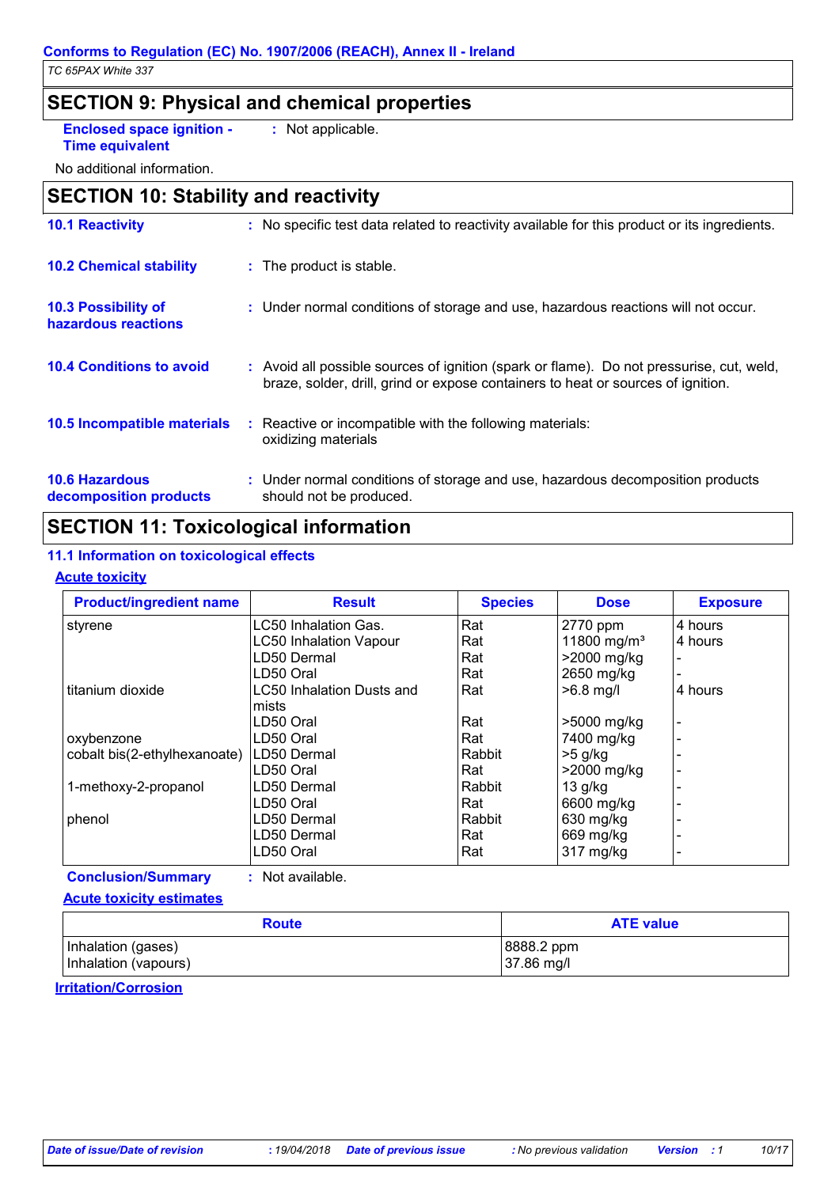## SECTION 9: Physical and chemical properties

**Enclosed space ignition - Time equivalent** : Not applicable.

No additional information.

## SECTION 10: Stability and reactivity

**10.1 Reactivity** : No specific test data related to reactivity available for this product or its ingredients.

**10.2 Chemical stability** : The product is stable.

**10.3 Possibility of hazardous reactions** : Under normal conditions of storage and use, hazardous reactions will not occur.

**10.4 Conditions to avoid** : Avoid all possible sources of ignition (spark or flame). Do not pressurise, cut, weld, braze, solder, drill, grind or expose containers to heat or sources of ignition.

**10.5 Incompatible materials** : Reactive or incompatible with the following materials: oxidizing materials

**10.6 Hazardous decomposition products** : Under normal conditions of storage and use, hazardous decomposition products should not be produced.

## SECTION 11: Toxicological information

### 11.1 Information on toxicological effects

**Acute toxicity**

| Product/ingredient name | Result | Species | Dose | Exposure |
|---|---|---|---|---|
| styrene | LC50 Inhalation Gas. | Rat | 2770 ppm | 4 hours |
| | LC50 Inhalation Vapour | Rat | 11800 mg/m³ | 4 hours |
| | LD50 Dermal | Rat | >2000 mg/kg | - |
| | LD50 Oral | Rat | 2650 mg/kg | - |
| titanium dioxide | LC50 Inhalation Dusts and mists | Rat | >6.8 mg/l | 4 hours |
| | LD50 Oral | Rat | >5000 mg/kg | - |
| oxybenzone | LD50 Oral | Rat | 7400 mg/kg | - |
| cobalt bis(2-ethylhexanoate) | LD50 Dermal | Rabbit | >5 g/kg | - |
| | LD50 Oral | Rat | >2000 mg/kg | - |
| 1-methoxy-2-propanol | LD50 Dermal | Rabbit | 13 g/kg | - |
| | LD50 Oral | Rat | 6600 mg/kg | - |
| phenol | LD50 Dermal | Rabbit | 630 mg/kg | - |
| | LD50 Dermal | Rat | 669 mg/kg | - |
| | LD50 Oral | Rat | 317 mg/kg | - |

**Conclusion/Summary** : Not available.

**Acute toxicity estimates**

| Route | ATE value |
|---|---|
| Inhalation (gases) | 8888.2 ppm |
| Inhalation (vapours) | 37.86 mg/l |

**Irritation/Corrosion**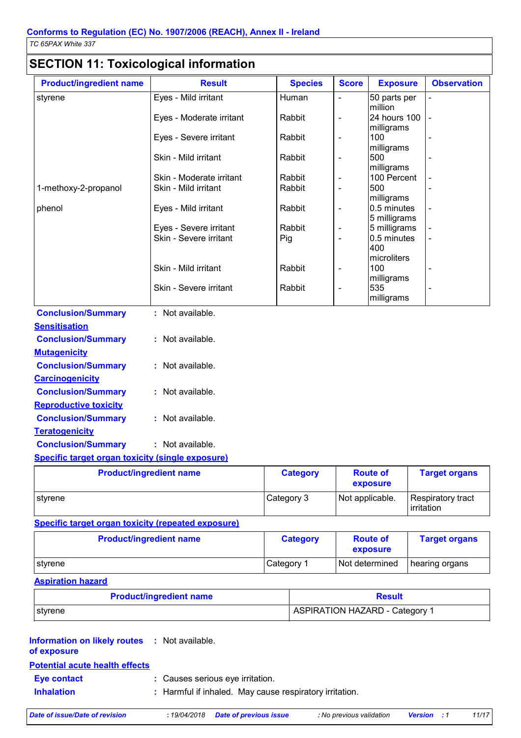## SECTION 11: Toxicological information

| Product/ingredient name | Result | Species | Score | Exposure | Observation |
|---|---|---|---|---|---|
| styrene | Eyes - Mild irritant | Human | - | 50 parts per million | - |
| | Eyes - Moderate irritant | Rabbit | - | 24 hours 100 milligrams | - |
| | Eyes - Severe irritant | Rabbit | - | 100 milligrams | - |
| | Skin - Mild irritant | Rabbit | - | 500 milligrams | - |
| | Skin - Moderate irritant | Rabbit | - | 100 Percent | - |
| 1-methoxy-2-propanol | Skin - Mild irritant | Rabbit | - | 500 milligrams | - |
| phenol | Eyes - Mild irritant | Rabbit | - | 0.5 minutes 5 milligrams | - |
| | Eyes - Severe irritant | Rabbit | - | 5 milligrams | - |
| | Skin - Severe irritant | Pig | - | 0.5 minutes 400 microliters | - |
| | Skin - Mild irritant | Rabbit | - | 100 milligrams | - |
| | Skin - Severe irritant | Rabbit | - | 535 milligrams | - |

**Conclusion/Summary** : Not available.

**Sensitisation**

**Conclusion/Summary** : Not available.

**Mutagenicity**

**Conclusion/Summary** : Not available.

**Carcinogenicity**

**Conclusion/Summary** : Not available.

**Reproductive toxicity**

**Conclusion/Summary** : Not available.

**Teratogenicity**

**Conclusion/Summary** : Not available.

**Specific target organ toxicity (single exposure)**

| Product/ingredient name | Category | Route of exposure | Target organs |
|---|---|---|---|
| styrene | Category 3 | Not applicable. | Respiratory tract irritation |

**Specific target organ toxicity (repeated exposure)**

| Product/ingredient name | Category | Route of exposure | Target organs |
|---|---|---|---|
| styrene | Category 1 | Not determined | hearing organs |

**Aspiration hazard**

| Product/ingredient name | Result |
|---|---|
| styrene | ASPIRATION HAZARD - Category 1 |

**Information on likely routes of exposure** : Not available.

**Potential acute health effects**

**Eye contact** : Causes serious eye irritation.

**Inhalation** : Harmful if inhaled. May cause respiratory irritation.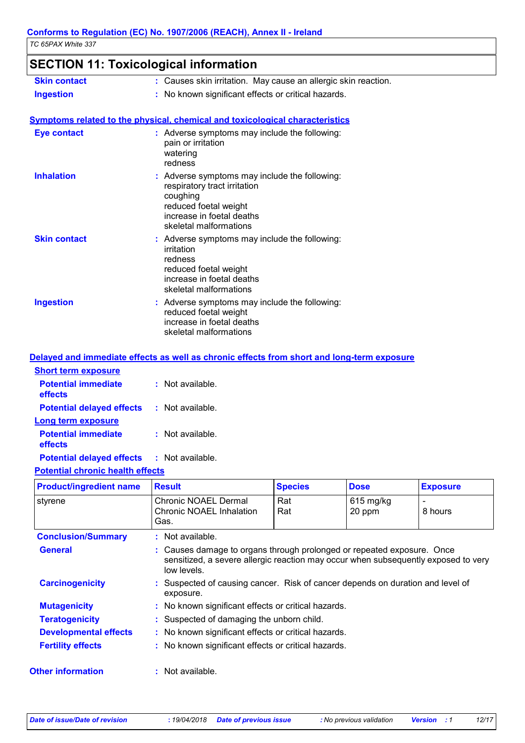## SECTION 11: Toxicological information

**Skin contact** : Causes skin irritation. May cause an allergic skin reaction.

**Ingestion** : No known significant effects or critical hazards.

### Symptoms related to the physical, chemical and toxicological characteristics

**Eye contact** : Adverse symptoms may include the following:
pain or irritation
watering
redness

**Inhalation** : Adverse symptoms may include the following:
respiratory tract irritation
coughing
reduced foetal weight
increase in foetal deaths
skeletal malformations

**Skin contact** : Adverse symptoms may include the following:
irritation
redness
reduced foetal weight
increase in foetal deaths
skeletal malformations

**Ingestion** : Adverse symptoms may include the following:
reduced foetal weight
increase in foetal deaths
skeletal malformations

### Delayed and immediate effects as well as chronic effects from short and long-term exposure

**Short term exposure**

**Potential immediate effects** : Not available.

**Potential delayed effects** : Not available.

**Long term exposure**

**Potential immediate effects** : Not available.

**Potential delayed effects** : Not available.

**Potential chronic health effects**

| Product/ingredient name | Result | Species | Dose | Exposure |
|---|---|---|---|---|
| styrene | Chronic NOAEL Dermal | Rat | 615 mg/kg | - |
| | Chronic NOAEL Inhalation Gas. | Rat | 20 ppm | 8 hours |

**Conclusion/Summary** : Not available.

**General** : Causes damage to organs through prolonged or repeated exposure. Once sensitized, a severe allergic reaction may occur when subsequently exposed to very low levels.

**Carcinogenicity** : Suspected of causing cancer. Risk of cancer depends on duration and level of exposure.

**Mutagenicity** : No known significant effects or critical hazards.

**Teratogenicity** : Suspected of damaging the unborn child.

**Developmental effects** : No known significant effects or critical hazards.

**Fertility effects** : No known significant effects or critical hazards.

**Other information** : Not available.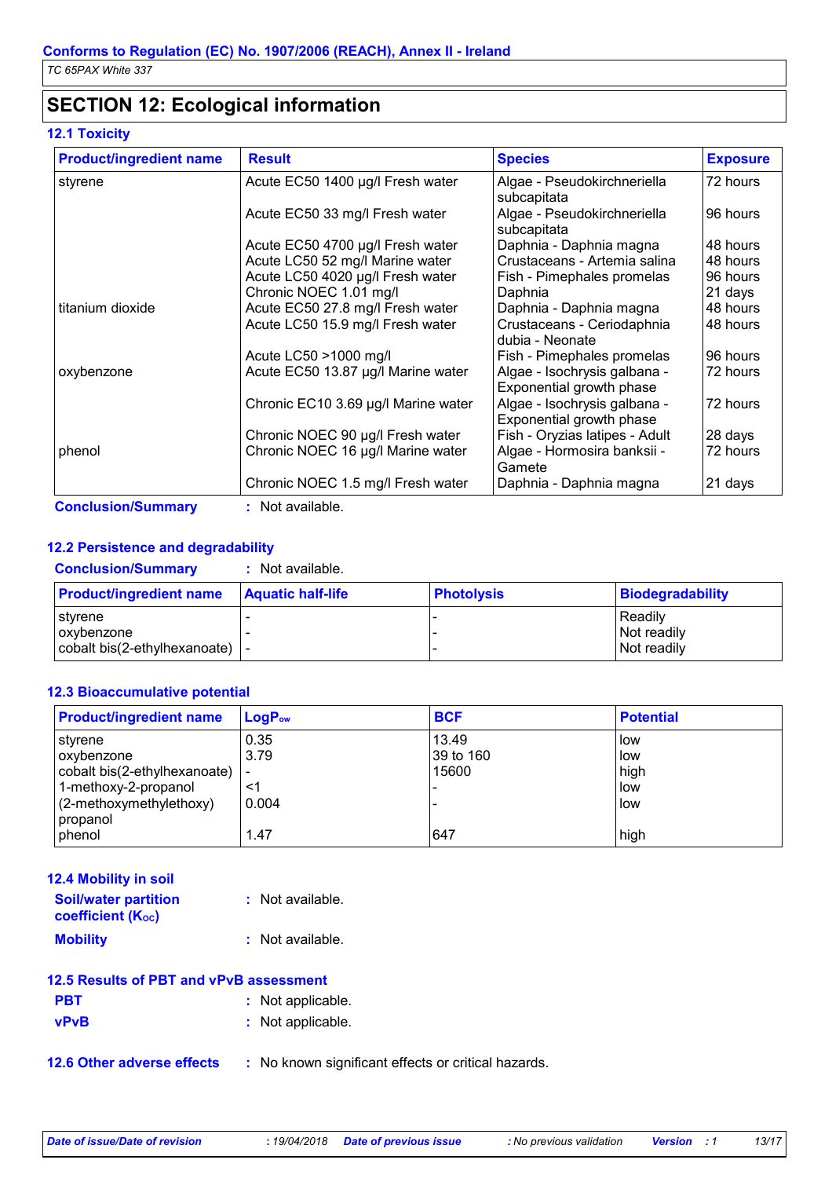## SECTION 12: Ecological information

### 12.1 Toxicity

| Product/ingredient name | Result | Species | Exposure |
|---|---|---|---|
| styrene | Acute EC50 1400 µg/l Fresh water | Algae - Pseudokirchneriella subcapitata | 72 hours |
| | Acute EC50 33 mg/l Fresh water | Algae - Pseudokirchneriella subcapitata | 96 hours |
| | Acute EC50 4700 µg/l Fresh water | Daphnia - Daphnia magna | 48 hours |
| | Acute LC50 52 mg/l Marine water | Crustaceans - Artemia salina | 48 hours |
| | Acute LC50 4020 µg/l Fresh water | Fish - Pimephales promelas | 96 hours |
| | Chronic NOEC 1.01 mg/l | Daphnia | 21 days |
| titanium dioxide | Acute EC50 27.8 mg/l Fresh water | Daphnia - Daphnia magna | 48 hours |
| | Acute LC50 15.9 mg/l Fresh water | Crustaceans - Ceriodaphnia dubia - Neonate | 48 hours |
| | Acute LC50 >1000 mg/l | Fish - Pimephales promelas | 96 hours |
| oxybenzone | Acute EC50 13.87 µg/l Marine water | Algae - Isochrysis galbana - Exponential growth phase | 72 hours |
| | Chronic EC10 3.69 µg/l Marine water | Algae - Isochrysis galbana - Exponential growth phase | 72 hours |
| | Chronic NOEC 90 µg/l Fresh water | Fish - Oryzias latipes - Adult | 28 days |
| phenol | Chronic NOEC 16 µg/l Marine water | Algae - Hormosira banksii - Gamete | 72 hours |
| | Chronic NOEC 1.5 mg/l Fresh water | Daphnia - Daphnia magna | 21 days |

**Conclusion/Summary** : Not available.

### 12.2 Persistence and degradability

**Conclusion/Summary** : Not available.

| Product/ingredient name | Aquatic half-life | Photolysis | Biodegradability |
|---|---|---|---|
| styrene | - | - | Readily |
| oxybenzone | - | - | Not readily |
| cobalt bis(2-ethylhexanoate) | - | - | Not readily |

### 12.3 Bioaccumulative potential

| Product/ingredient name | $LogP_{ow}$ | BCF | Potential |
|---|---|---|---|
| styrene | 0.35 | 13.49 | low |
| oxybenzone | 3.79 | 39 to 160 | low |
| cobalt bis(2-ethylhexanoate) | - | 15600 | high |
| 1-methoxy-2-propanol | <1 | - | low |
| (2-methoxymethylethoxy) propanol | 0.004 | - | low |
| phenol | 1.47 | 647 | high |

### 12.4 Mobility in soil

**Soil/water partition coefficient ($K_{OC}$)** : Not available.

**Mobility** : Not available.

### 12.5 Results of PBT and vPvB assessment

**PBT** : Not applicable.

**vPvB** : Not applicable.

### 12.6 Other adverse effects : No known significant effects or critical hazards.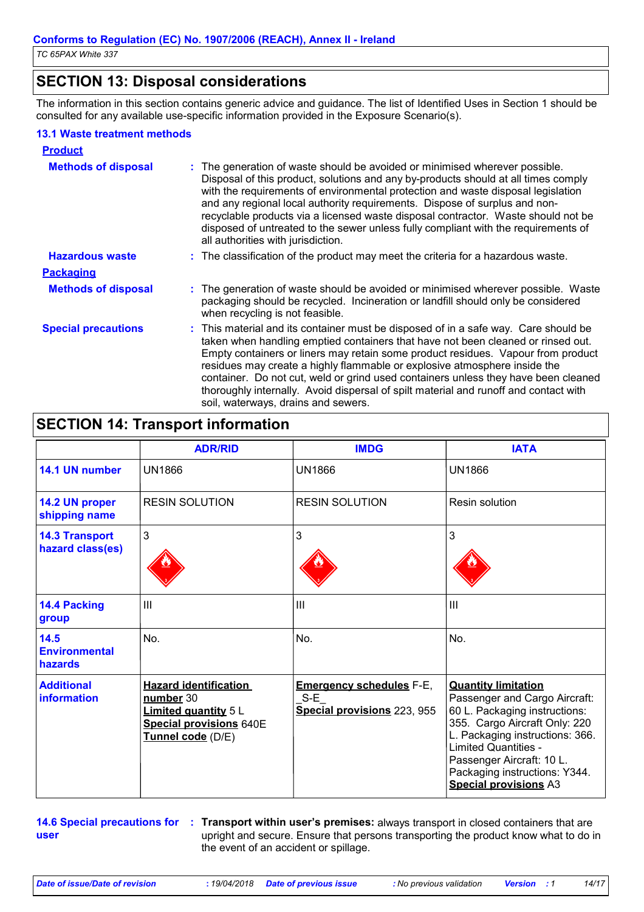## SECTION 13: Disposal considerations

The information in this section contains generic advice and guidance. The list of Identified Uses in Section 1 should be consulted for any available use-specific information provided in the Exposure Scenario(s).

### 13.1 Waste treatment methods

**Product**

**Methods of disposal** : The generation of waste should be avoided or minimised wherever possible. Disposal of this product, solutions and any by-products should at all times comply with the requirements of environmental protection and waste disposal legislation and any regional local authority requirements. Dispose of surplus and non-recyclable products via a licensed waste disposal contractor. Waste should not be disposed of untreated to the sewer unless fully compliant with the requirements of all authorities with jurisdiction.

**Hazardous waste** : The classification of the product may meet the criteria for a hazardous waste.

**Packaging**

**Methods of disposal** : The generation of waste should be avoided or minimised wherever possible. Waste packaging should be recycled. Incineration or landfill should only be considered when recycling is not feasible.

**Special precautions** : This material and its container must be disposed of in a safe way. Care should be taken when handling emptied containers that have not been cleaned or rinsed out. Empty containers or liners may retain some product residues. Vapour from product residues may create a highly flammable or explosive atmosphere inside the container. Do not cut, weld or grind used containers unless they have been cleaned thoroughly internally. Avoid dispersal of spilt material and runoff and contact with soil, waterways, drains and sewers.

## SECTION 14: Transport information

| | ADR/RID | IMDG | IATA |
|---|---|---|---|
| **14.1 UN number** | UN1866 | UN1866 | UN1866 |
| **14.2 UN proper shipping name** | RESIN SOLUTION | RESIN SOLUTION | Resin solution |
| **14.3 Transport hazard class(es)** | 3 | 3 | 3 |
| **14.4 Packing group** | III | III | III |
| **14.5 Environmental hazards** | No. | No. | No. |
| **Additional information** | **Hazard identification number** 30<br>**Limited quantity** 5 L<br>**Special provisions** 640E<br>**Tunnel code** (D/E) | **Emergency schedules** F-E, _S-E_<br>**Special provisions** 223, 955 | **Quantity limitation** Passenger and Cargo Aircraft: 60 L. Packaging instructions: 355. Cargo Aircraft Only: 220 L. Packaging instructions: 366. Limited Quantities - Passenger Aircraft: 10 L. Packaging instructions: Y344.<br>**Special provisions** A3 |

**14.6 Special precautions for user** : **Transport within user's premises:** always transport in closed containers that are upright and secure. Ensure that persons transporting the product know what to do in the event of an accident or spillage.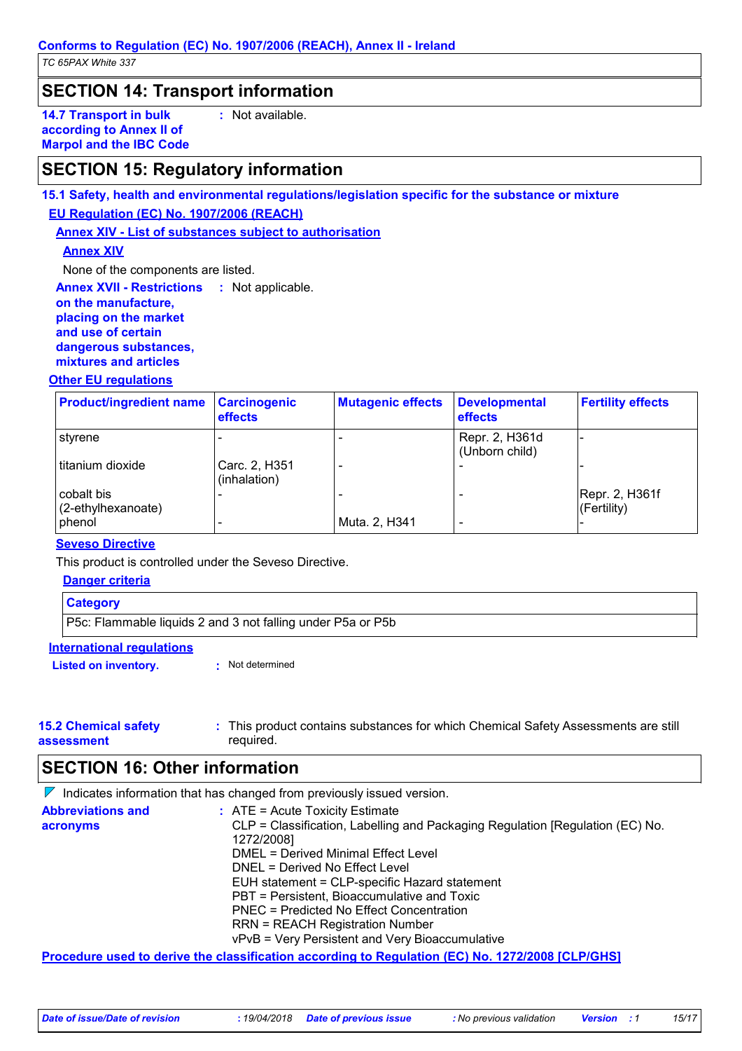## SECTION 14: Transport information

**14.7 Transport in bulk according to Annex II of Marpol and the IBC Code** : Not available.

## SECTION 15: Regulatory information

### 15.1 Safety, health and environmental regulations/legislation specific for the substance or mixture

**EU Regulation (EC) No. 1907/2006 (REACH)**

**Annex XIV - List of substances subject to authorisation**

**Annex XIV**

None of the components are listed.

**Annex XVII - Restrictions on the manufacture, placing on the market and use of certain dangerous substances, mixtures and articles** : Not applicable.

**Other EU regulations**

| Product/ingredient name | Carcinogenic effects | Mutagenic effects | Developmental effects | Fertility effects |
|---|---|---|---|---|
| styrene | - | - | Repr. 2, H361d (Unborn child) | - |
| titanium dioxide | Carc. 2, H351 (inhalation) | - | - | - |
| cobalt bis (2-ethylhexanoate) | - | - | - | Repr. 2, H361f (Fertility) |
| phenol | - | Muta. 2, H341 | - | - |

**Seveso Directive**

This product is controlled under the Seveso Directive.

**Danger criteria**

| Category |
|---|
| P5c: Flammable liquids 2 and 3 not falling under P5a or P5b |

**International regulations**

**Listed on inventory.** : Not determined

**15.2 Chemical safety assessment** : This product contains substances for which Chemical Safety Assessments are still required.

## SECTION 16: Other information

Indicates information that has changed from previously issued version.

**Abbreviations and acronyms** :
ATE = Acute Toxicity Estimate
CLP = Classification, Labelling and Packaging Regulation [Regulation (EC) No. 1272/2008]
DMEL = Derived Minimal Effect Level
DNEL = Derived No Effect Level
EUH statement = CLP-specific Hazard statement
PBT = Persistent, Bioaccumulative and Toxic
PNEC = Predicted No Effect Concentration
RRN = REACH Registration Number
vPvB = Very Persistent and Very Bioaccumulative

**Procedure used to derive the classification according to Regulation (EC) No. 1272/2008 [CLP/GHS]**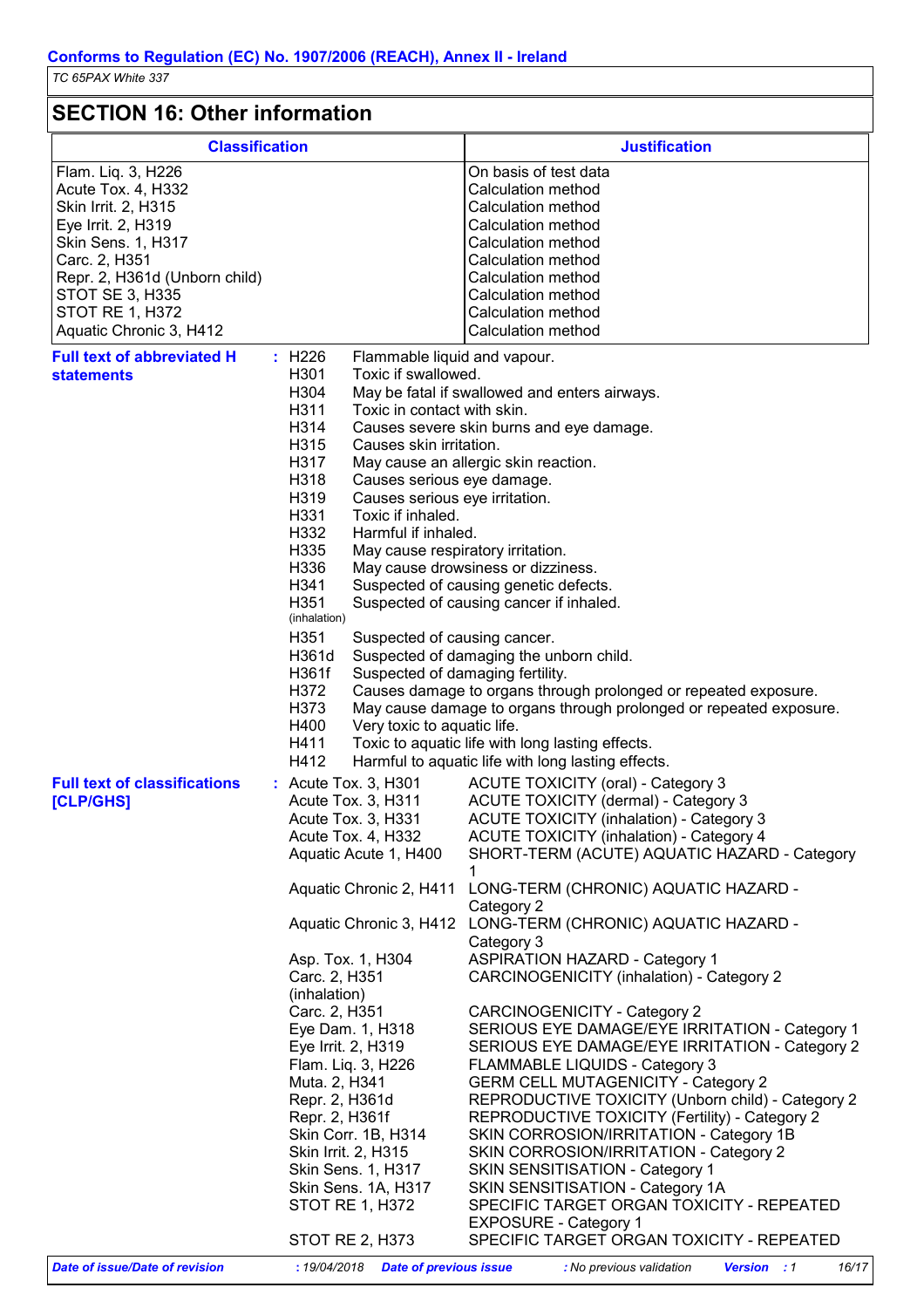## SECTION 16: Other information

| Classification | Justification |
|---|---|
| Flam. Liq. 3, H226 | On basis of test data |
| Acute Tox. 4, H332 | Calculation method |
| Skin Irrit. 2, H315 | Calculation method |
| Eye Irrit. 2, H319 | Calculation method |
| Skin Sens. 1, H317 | Calculation method |
| Carc. 2, H351 | Calculation method |
| Repr. 2, H361d (Unborn child) | Calculation method |
| STOT SE 3, H335 | Calculation method |
| STOT RE 1, H372 | Calculation method |
| Aquatic Chronic 3, H412 | Calculation method |

**Full text of abbreviated H statements** :

| | |
|---|---|
| H226 | Flammable liquid and vapour. |
| H301 | Toxic if swallowed. |
| H304 | May be fatal if swallowed and enters airways. |
| H311 | Toxic in contact with skin. |
| H314 | Causes severe skin burns and eye damage. |
| H315 | Causes skin irritation. |
| H317 | May cause an allergic skin reaction. |
| H318 | Causes serious eye damage. |
| H319 | Causes serious eye irritation. |
| H331 | Toxic if inhaled. |
| H332 | Harmful if inhaled. |
| H335 | May cause respiratory irritation. |
| H336 | May cause drowsiness or dizziness. |
| H341 | Suspected of causing genetic defects. |
| H351 (inhalation) | Suspected of causing cancer if inhaled. |
| H351 | Suspected of causing cancer. |
| H361d | Suspected of damaging the unborn child. |
| H361f | Suspected of damaging fertility. |
| H372 | Causes damage to organs through prolonged or repeated exposure. |
| H373 | May cause damage to organs through prolonged or repeated exposure. |
| H400 | Very toxic to aquatic life. |
| H411 | Toxic to aquatic life with long lasting effects. |
| H412 | Harmful to aquatic life with long lasting effects. |

**Full text of classifications [CLP/GHS]** :

| | |
|---|---|
| Acute Tox. 3, H301 | ACUTE TOXICITY (oral) - Category 3 |
| Acute Tox. 3, H311 | ACUTE TOXICITY (dermal) - Category 3 |
| Acute Tox. 3, H331 | ACUTE TOXICITY (inhalation) - Category 3 |
| Acute Tox. 4, H332 | ACUTE TOXICITY (inhalation) - Category 4 |
| Aquatic Acute 1, H400 | SHORT-TERM (ACUTE) AQUATIC HAZARD - Category 1 |
| Aquatic Chronic 2, H411 | LONG-TERM (CHRONIC) AQUATIC HAZARD - Category 2 |
| Aquatic Chronic 3, H412 | LONG-TERM (CHRONIC) AQUATIC HAZARD - Category 3 |
| Asp. Tox. 1, H304 | ASPIRATION HAZARD - Category 1 |
| Carc. 2, H351 (inhalation) | CARCINOGENICITY (inhalation) - Category 2 |
| Carc. 2, H351 | CARCINOGENICITY - Category 2 |
| Eye Dam. 1, H318 | SERIOUS EYE DAMAGE/EYE IRRITATION - Category 1 |
| Eye Irrit. 2, H319 | SERIOUS EYE DAMAGE/EYE IRRITATION - Category 2 |
| Flam. Liq. 3, H226 | FLAMMABLE LIQUIDS - Category 3 |
| Muta. 2, H341 | GERM CELL MUTAGENICITY - Category 2 |
| Repr. 2, H361d | REPRODUCTIVE TOXICITY (Unborn child) - Category 2 |
| Repr. 2, H361f | REPRODUCTIVE TOXICITY (Fertility) - Category 2 |
| Skin Corr. 1B, H314 | SKIN CORROSION/IRRITATION - Category 1B |
| Skin Irrit. 2, H315 | SKIN CORROSION/IRRITATION - Category 2 |
| Skin Sens. 1, H317 | SKIN SENSITISATION - Category 1 |
| Skin Sens. 1A, H317 | SKIN SENSITISATION - Category 1A |
| STOT RE 1, H372 | SPECIFIC TARGET ORGAN TOXICITY - REPEATED EXPOSURE - Category 1 |
| STOT RE 2, H373 | SPECIFIC TARGET ORGAN TOXICITY - REPEATED |

***Date of issue/Date of revision*** *: 19/04/2018* ***Date of previous issue*** *: No previous validation* ***Version*** *: 1*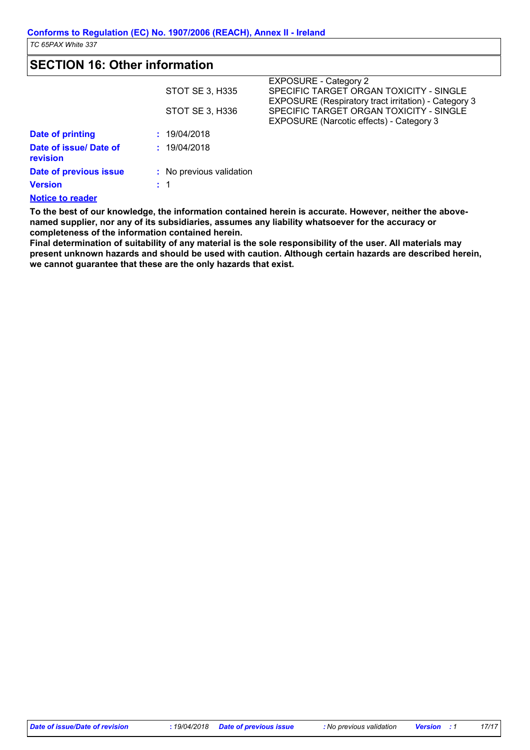## SECTION 16: Other information

| | | |
|---|---|---|
| | | EXPOSURE - Category 2 |
| | STOT SE 3, H335 | SPECIFIC TARGET ORGAN TOXICITY - SINGLE EXPOSURE (Respiratory tract irritation) - Category 3 |
| | STOT SE 3, H336 | SPECIFIC TARGET ORGAN TOXICITY - SINGLE EXPOSURE (Narcotic effects) - Category 3 |

**Date of printing** : 19/04/2018

**Date of issue/ Date of revision** : 19/04/2018

**Date of previous issue** : No previous validation

**Version** : 1

**Notice to reader**

**To the best of our knowledge, the information contained herein is accurate. However, neither the above-named supplier, nor any of its subsidiaries, assumes any liability whatsoever for the accuracy or completeness of the information contained herein.**

**Final determination of suitability of any material is the sole responsibility of the user. All materials may present unknown hazards and should be used with caution. Although certain hazards are described herein, we cannot guarantee that these are the only hazards that exist.**